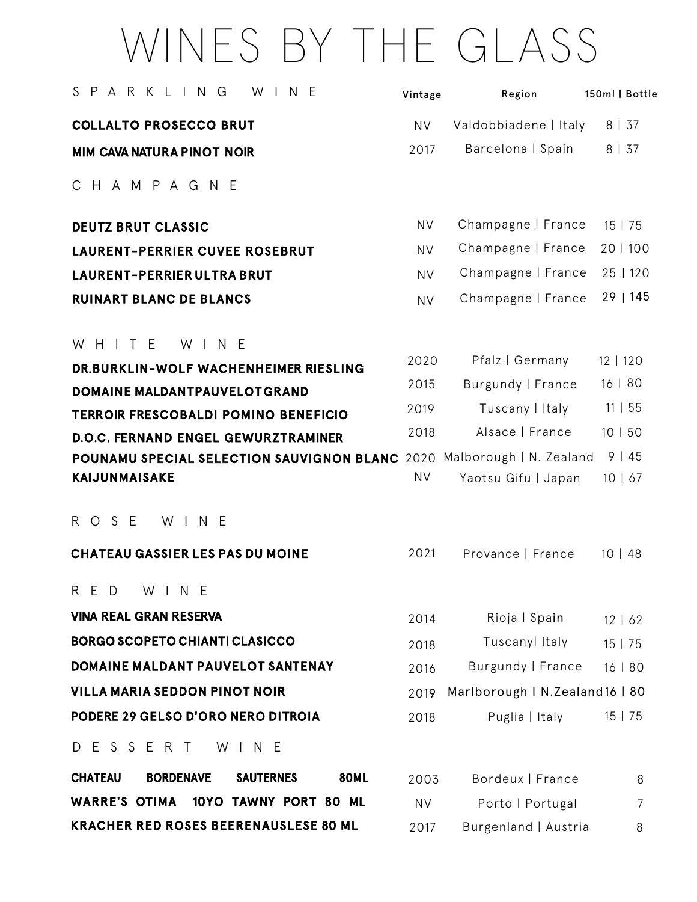# WINES BY THE GLASS

## SPARKLING WINE

| SPARKLING WINE | Vintage | Region | 150ml \| Bottle |
|---|---|---|---|
| **COLLALTO PROSECCO BRUT** | NV | Valdobbiadene \| Italy | 8 \| 37 |
| **MIM CAVA NATURA PINOT NOIR** | 2017 | Barcelona \| Spain | 8 \| 37 |

## CHAMPAGNE

| CHAMPAGNE | Vintage | Region | 150ml \| Bottle |
|---|---|---|---|
| **DEUTZ BRUT CLASSIC** | NV | Champagne \| France | 15 \| 75 |
| **LAURENT-PERRIER CUVEE ROSEBRUT** | NV | Champagne \| France | 20 \| 100 |
| **LAURENT-PERRIER ULTRA BRUT** | NV | Champagne \| France | 25 \| 120 |
| **RUINART BLANC DE BLANCS** | NV | Champagne \| France | 29 \| 145 |

## WHITE WINE

| WHITE WINE | Vintage | Region | 150ml \| Bottle |
|---|---|---|---|
| **DR.BURKLIN-WOLF WACHENHEIMER RIESLING** | 2020 | Pfalz \| Germany | 12 \| 120 |
| **DOMAINE MALDANTPAUVELOTGRAND** | 2015 | Burgundy \| France | 16 \| 80 |
| **TERROIR FRESCOBALDI POMINO BENEFICIO** | 2019 | Tuscany \| Italy | 11 \| 55 |
| **D.O.C. FERNAND ENGEL GEWURZTRAMINER** | 2018 | Alsace \| France | 10 \| 50 |
| **POUNAMU SPECIAL SELECTION SAUVIGNON BLANC** | 2020 | Malborough \| N. Zealand | 9 \| 45 |
| **KAIJUNMAISAKE** | NV | Yaotsu Gifu \| Japan | 10 \| 67 |

## ROSE WINE

| ROSE WINE | Vintage | Region | 150ml \| Bottle |
|---|---|---|---|
| **CHATEAU GASSIER LES PAS DU MOINE** | 2021 | Provance \| France | 10 \| 48 |

## RED WINE

| RED WINE | Vintage | Region | 150ml \| Bottle |
|---|---|---|---|
| **VINA REAL GRAN RESERVA** | 2014 | Rioja \| Spain | 12 \| 62 |
| **BORGO SCOPETO CHIANTI CLASICCO** | 2018 | Tuscany\| Italy | 15 \| 75 |
| **DOMAINE MALDANT PAUVELOT SANTENAY** | 2016 | Burgundy \| France | 16 \| 80 |
| **VILLA MARIA SEDDON PINOT NOIR** | 2019 | Marlborough I N.Zealand | 16 \| 80 |
| **PODERE 29 GELSO D'ORO NERO DITROIA** | 2018 | Puglia \| Italy | 15 \| 75 |

## DESSERT WINE

| DESSERT WINE | Vintage | Region | Price |
|---|---|---|---|
| **CHATEAU BORDENAVE SAUTERNES 80ML** | 2003 | Bordeux \| France | 8 |
| **WARRE'S OTIMA 10YO TAWNY PORT 80 ML** | NV | Porto \| Portugal | 7 |
| **KRACHER RED ROSES BEERENAUSLESE 80 ML** | 2017 | Burgenland \| Austria | 8 |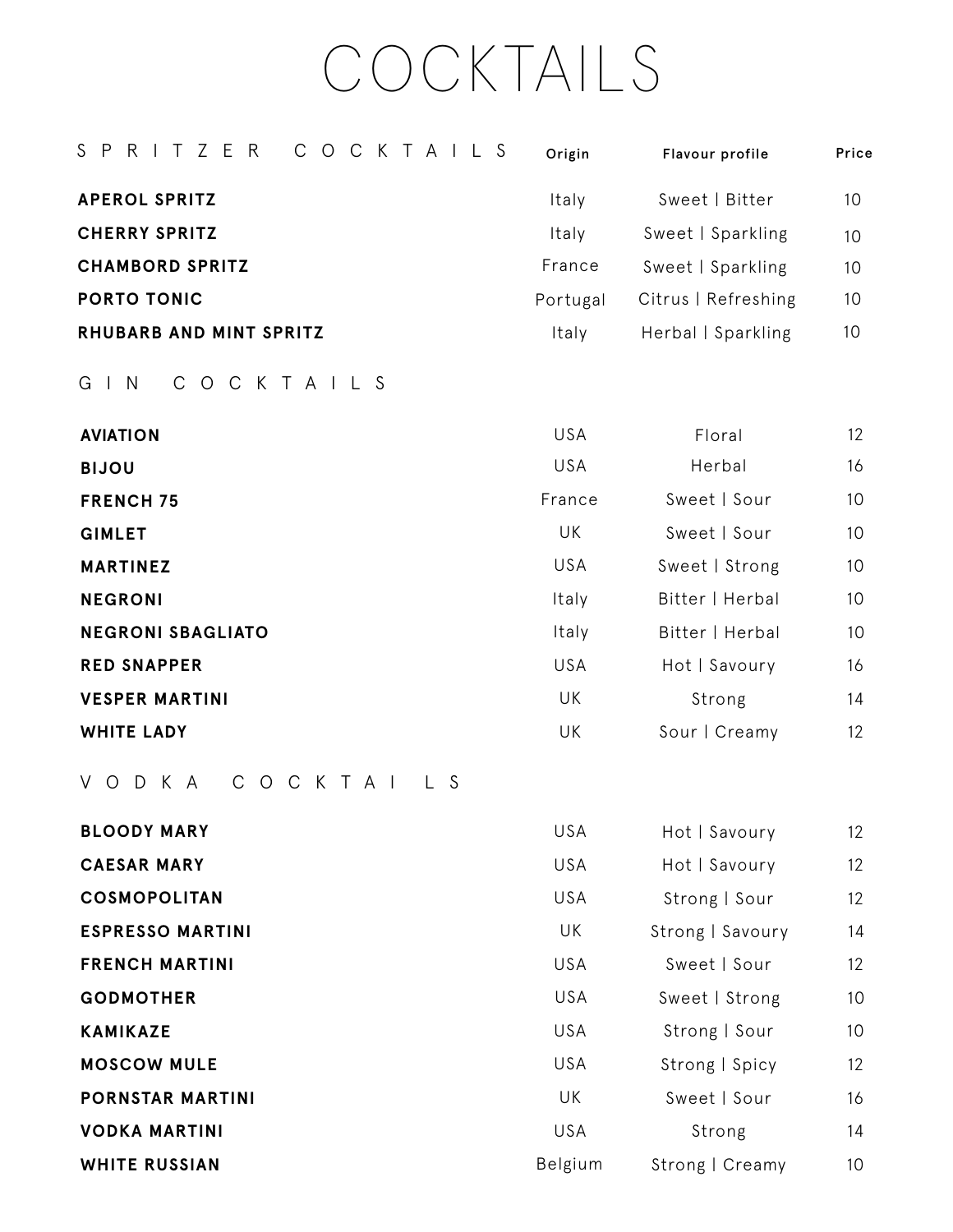# COCKTAILS

## SPRITZER COCKTAILS

| SPRITZER COCKTAILS | Origin | Flavour profile | Price |
| --- | --- | --- | --- |
| **APEROL SPRITZ** | Italy | Sweet \| Bitter | 10 |
| **CHERRY SPRITZ** | Italy | Sweet \| Sparkling | 10 |
| **CHAMBORD SPRITZ** | France | Sweet \| Sparkling | 10 |
| **PORTO TONIC** | Portugal | Citrus \| Refreshing | 10 |
| **RHUBARB AND MINT SPRITZ** | Italy | Herbal \| Sparkling | 10 |

## GIN COCKTAILS

| GIN COCKTAILS | Origin | Flavour profile | Price |
| --- | --- | --- | --- |
| **AVIATION** | USA | Floral | 12 |
| **BIJOU** | USA | Herbal | 16 |
| **FRENCH 75** | France | Sweet \| Sour | 10 |
| **GIMLET** | UK | Sweet \| Sour | 10 |
| **MARTINEZ** | USA | Sweet \| Strong | 10 |
| **NEGRONI** | Italy | Bitter \| Herbal | 10 |
| **NEGRONI SBAGLIATO** | Italy | Bitter \| Herbal | 10 |
| **RED SNAPPER** | USA | Hot \| Savoury | 16 |
| **VESPER MARTINI** | UK | Strong | 14 |
| **WHITE LADY** | UK | Sour \| Creamy | 12 |

## VODKA COCKTAILS

| VODKA COCKTAILS | Origin | Flavour profile | Price |
| --- | --- | --- | --- |
| **BLOODY MARY** | USA | Hot \| Savoury | 12 |
| **CAESAR MARY** | USA | Hot \| Savoury | 12 |
| **COSMOPOLITAN** | USA | Strong \| Sour | 12 |
| **ESPRESSO MARTINI** | UK | Strong \| Savoury | 14 |
| **FRENCH MARTINI** | USA | Sweet \| Sour | 12 |
| **GODMOTHER** | USA | Sweet \| Strong | 10 |
| **KAMIKAZE** | USA | Strong \| Sour | 10 |
| **MOSCOW MULE** | USA | Strong \| Spicy | 12 |
| **PORNSTAR MARTINI** | UK | Sweet \| Sour | 16 |
| **VODKA MARTINI** | USA | Strong | 14 |
| **WHITE RUSSIAN** | Belgium | Strong \| Creamy | 10 |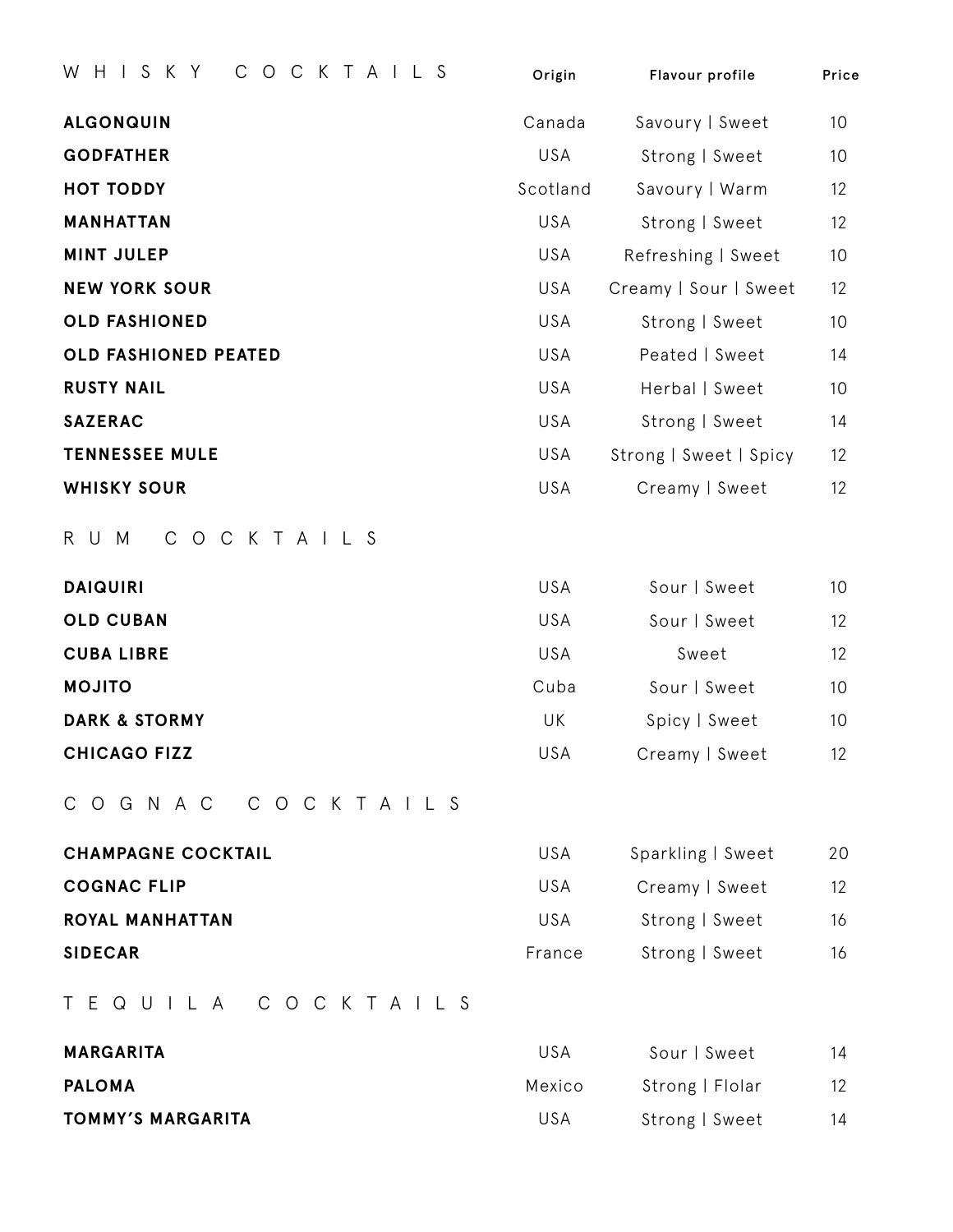## WHISKY COCKTAILS

| | Origin | Flavour profile | Price |
|---|---|---|---|
| **ALGONQUIN** | Canada | Savoury \| Sweet | 10 |
| **GODFATHER** | USA | Strong \| Sweet | 10 |
| **HOT TODDY** | Scotland | Savoury \| Warm | 12 |
| **MANHATTAN** | USA | Strong \| Sweet | 12 |
| **MINT JULEP** | USA | Refreshing \| Sweet | 10 |
| **NEW YORK SOUR** | USA | Creamy \| Sour \| Sweet | 12 |
| **OLD FASHIONED** | USA | Strong \| Sweet | 10 |
| **OLD FASHIONED PEATED** | USA | Peated \| Sweet | 14 |
| **RUSTY NAIL** | USA | Herbal \| Sweet | 10 |
| **SAZERAC** | USA | Strong \| Sweet | 14 |
| **TENNESSEE MULE** | USA | Strong \| Sweet \| Spicy | 12 |
| **WHISKY SOUR** | USA | Creamy \| Sweet | 12 |

## RUM COCKTAILS

| | Origin | Flavour profile | Price |
|---|---|---|---|
| **DAIQUIRI** | USA | Sour \| Sweet | 10 |
| **OLD CUBAN** | USA | Sour \| Sweet | 12 |
| **CUBA LIBRE** | USA | Sweet | 12 |
| **MOJITO** | Cuba | Sour \| Sweet | 10 |
| **DARK & STORMY** | UK | Spicy \| Sweet | 10 |
| **CHICAGO FIZZ** | USA | Creamy \| Sweet | 12 |

## COGNAC COCKTAILS

| | Origin | Flavour profile | Price |
|---|---|---|---|
| **CHAMPAGNE COCKTAIL** | USA | Sparkling \| Sweet | 20 |
| **COGNAC FLIP** | USA | Creamy \| Sweet | 12 |
| **ROYAL MANHATTAN** | USA | Strong \| Sweet | 16 |
| **SIDECAR** | France | Strong \| Sweet | 16 |

## TEQUILA COCKTAILS

| | Origin | Flavour profile | Price |
|---|---|---|---|
| **MARGARITA** | USA | Sour \| Sweet | 14 |
| **PALOMA** | Mexico | Strong \| Flolar | 12 |
| **TOMMY'S MARGARITA** | USA | Strong \| Sweet | 14 |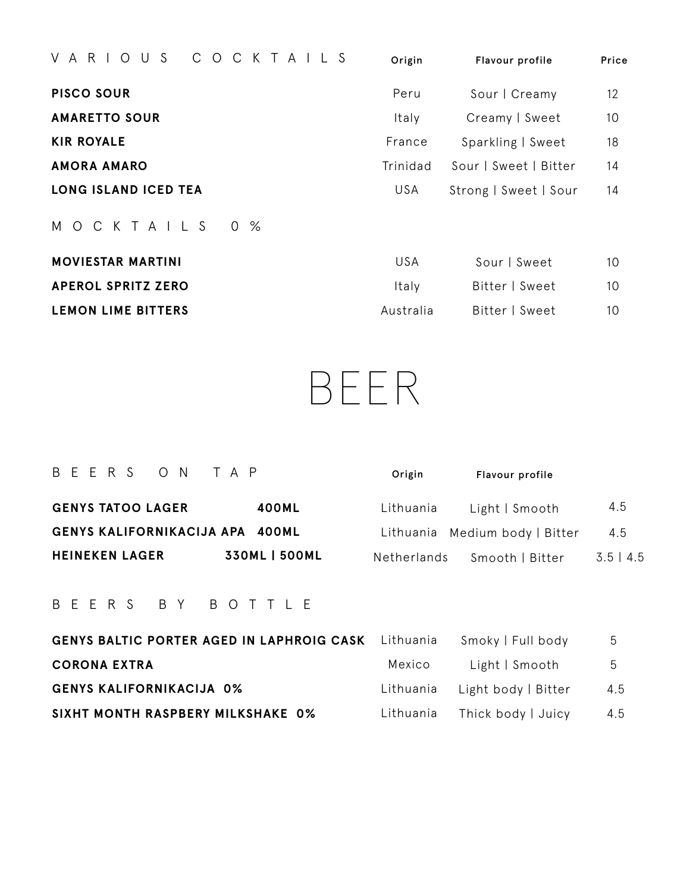## VARIOUS COCKTAILS

| | Origin | Flavour profile | Price |
|---|---|---|---|
| **PISCO SOUR** | Peru | Sour \| Creamy | 12 |
| **AMARETTO SOUR** | Italy | Creamy \| Sweet | 10 |
| **KIR ROYALE** | France | Sparkling \| Sweet | 18 |
| **AMORA AMARO** | Trinidad | Sour \| Sweet \| Bitter | 14 |
| **LONG ISLAND ICED TEA** | USA | Strong \| Sweet \| Sour | 14 |

## MOCKTAILS 0%

| | Origin | Flavour profile | Price |
|---|---|---|---|
| **MOVIESTAR MARTINI** | USA | Sour \| Sweet | 10 |
| **APEROL SPRITZ ZERO** | Italy | Bitter \| Sweet | 10 |
| **LEMON LIME BITTERS** | Australia | Bitter \| Sweet | 10 |

# BEER

## BEERS ON TAP

| | | Origin | Flavour profile | |
|---|---|---|---|---|
| **GENYS TATOO LAGER** | **400ML** | Lithuania | Light \| Smooth | 4.5 |
| **GENYS KALIFORNIKACIJA APA** | **400ML** | Lithuania | Medium body \| Bitter | 4.5 |
| **HEINEKEN LAGER** | **330ML \| 500ML** | Netherlands | Smooth \| Bitter | 3.5 \| 4.5 |

## BEERS BY BOTTLE

| | | | |
|---|---|---|---|
| **GENYS BALTIC PORTER AGED IN LAPHROIG CASK** | Lithuania | Smoky \| Full body | 5 |
| **CORONA EXTRA** | Mexico | Light \| Smooth | 5 |
| **GENYS KALIFORNIKACIJA 0%** | Lithuania | Light body \| Bitter | 4.5 |
| **SIXHT MONTH RASPBERY MILKSHAKE 0%** | Lithuania | Thick body \| Juicy | 4.5 |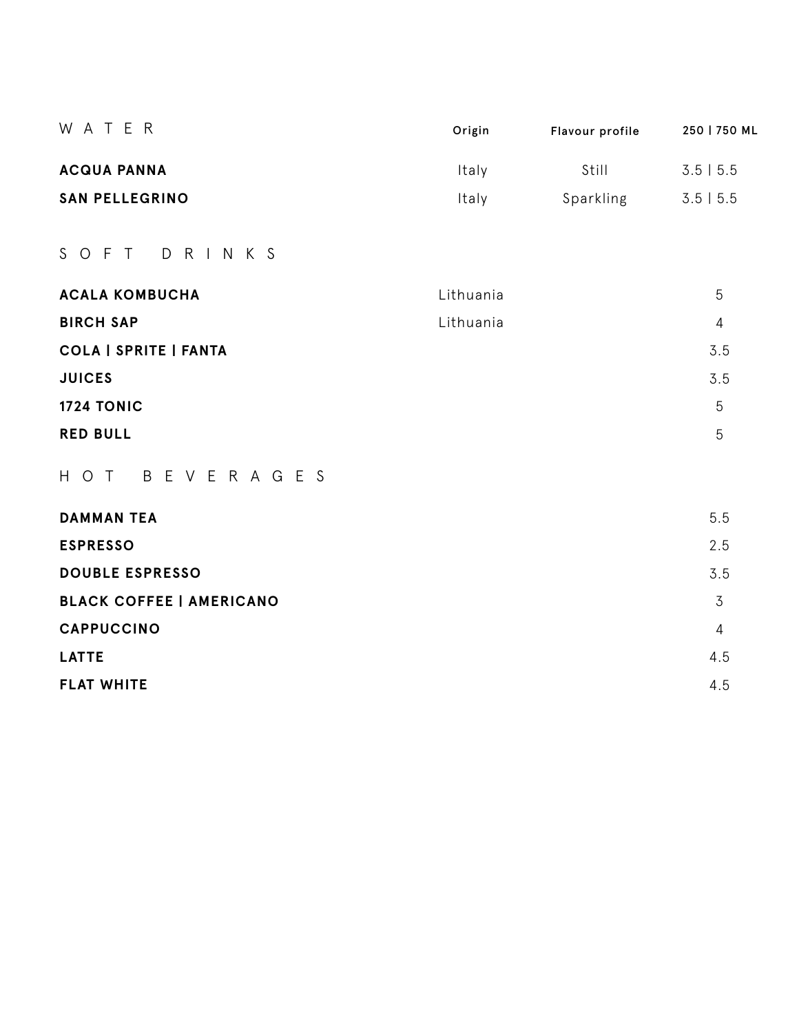## W A T E R

| | Origin | Flavour profile | 250 \| 750 ML |
|---|---|---|---|
| **ACQUA PANNA** | Italy | Still | 3.5 \| 5.5 |
| **SAN PELLEGRINO** | Italy | Sparkling | 3.5 \| 5.5 |

## S O F T   D R I N K S

| | | |
|---|---|---|
| **ACALA KOMBUCHA** | Lithuania | 5 |
| **BIRCH SAP** | Lithuania | 4 |
| **COLA \| SPRITE \| FANTA** | | 3.5 |
| **JUICES** | | 3.5 |
| **1724 TONIC** | | 5 |
| **RED BULL** | | 5 |

## H O T   B E V E R A G E S

| | |
|---|---|
| **DAMMAN TEA** | 5.5 |
| **ESPRESSO** | 2.5 |
| **DOUBLE ESPRESSO** | 3.5 |
| **BLACK COFFEE \| AMERICANO** | 3 |
| **CAPPUCCINO** | 4 |
| **LATTE** | 4.5 |
| **FLAT WHITE** | 4.5 |